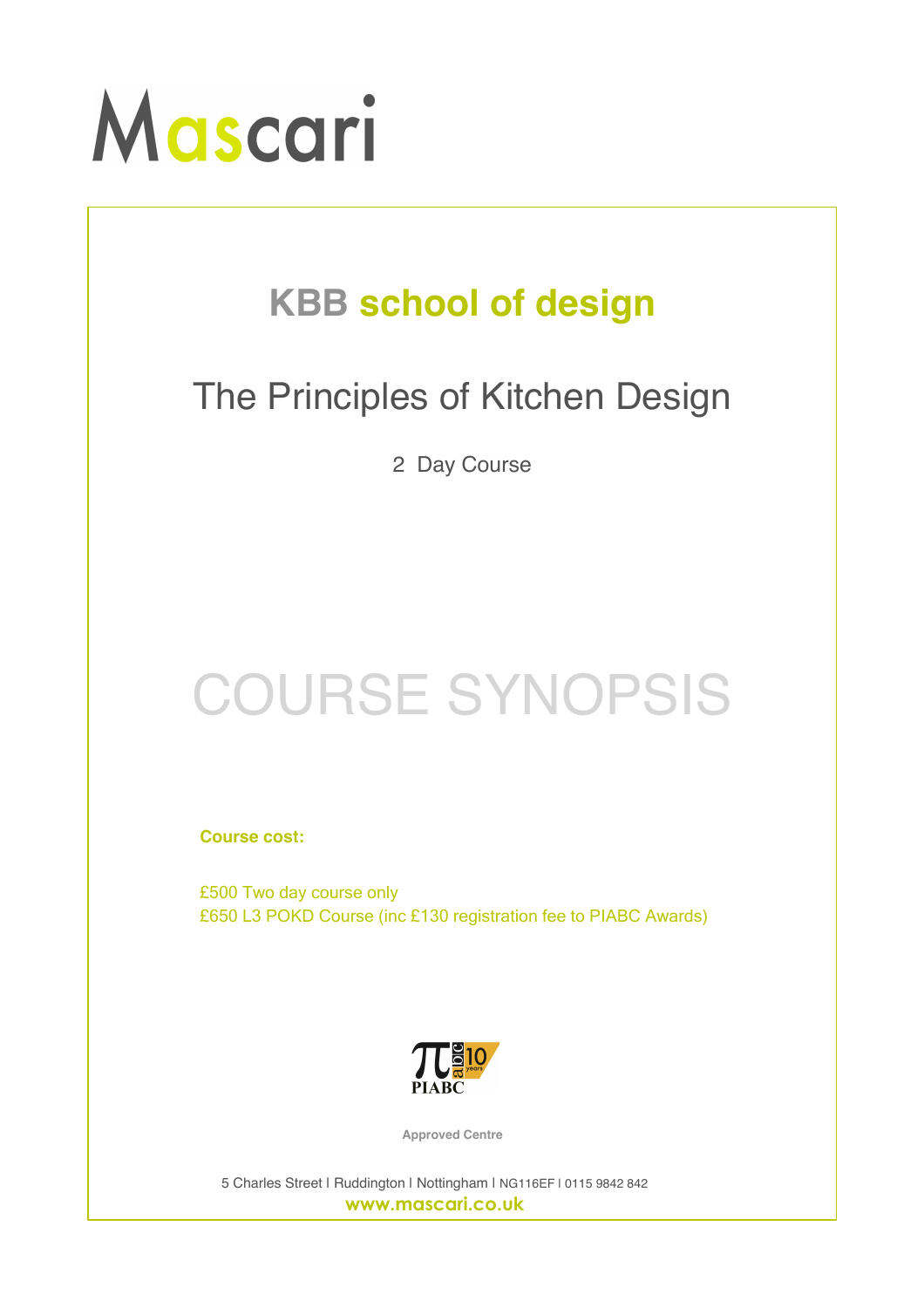# Mascari

## KBB school of design

## The Principles of Kitchen Design

2 Day Course

# COURSE SYNOPSIS

**Course cost:**

£500 Two day course only
£650 L3 POKD Course (inc £130 registration fee to PIABC Awards)

PIABC 10 years

Approved Centre

5 Charles Street | Ruddington | Nottingham | NG116EF | 0115 9842 842

www.mascari.co.uk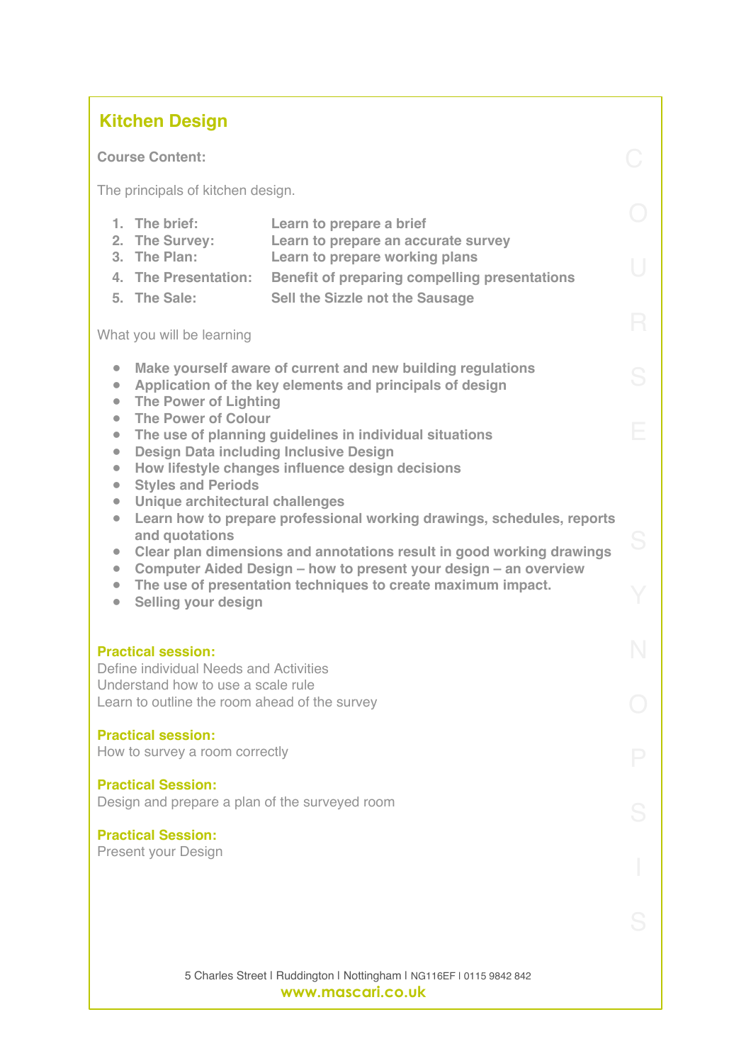## Kitchen Design

**Course Content:**

The principals of kitchen design.

1. **The brief:** Learn to prepare a brief
2. **The Survey:** Learn to prepare an accurate survey
3. **The Plan:** Learn to prepare working plans
4. **The Presentation:** Benefit of preparing compelling presentations
5. **The Sale:** Sell the Sizzle not the Sausage

What you will be learning

- **Make yourself aware of current and new building regulations**
- **Application of the key elements and principals of design**
- **The Power of Lighting**
- **The Power of Colour**
- **The use of planning guidelines in individual situations**
- **Design Data including Inclusive Design**
- **How lifestyle changes influence design decisions**
- **Styles and Periods**
- **Unique architectural challenges**
- **Learn how to prepare professional working drawings, schedules, reports and quotations**
- **Clear plan dimensions and annotations result in good working drawings**
- **Computer Aided Design – how to present your design – an overview**
- **The use of presentation techniques to create maximum impact.**
- **Selling your design**

**Practical session:**
Define individual Needs and Activities
Understand how to use a scale rule
Learn to outline the room ahead of the survey

**Practical session:**
How to survey a room correctly

**Practical Session:**
Design and prepare a plan of the surveyed room

**Practical Session:**
Present your Design

COURSE SYNOPSIS

5 Charles Street | Ruddington | Nottingham | NG116EF | 0115 9842 842
www.mascari.co.uk